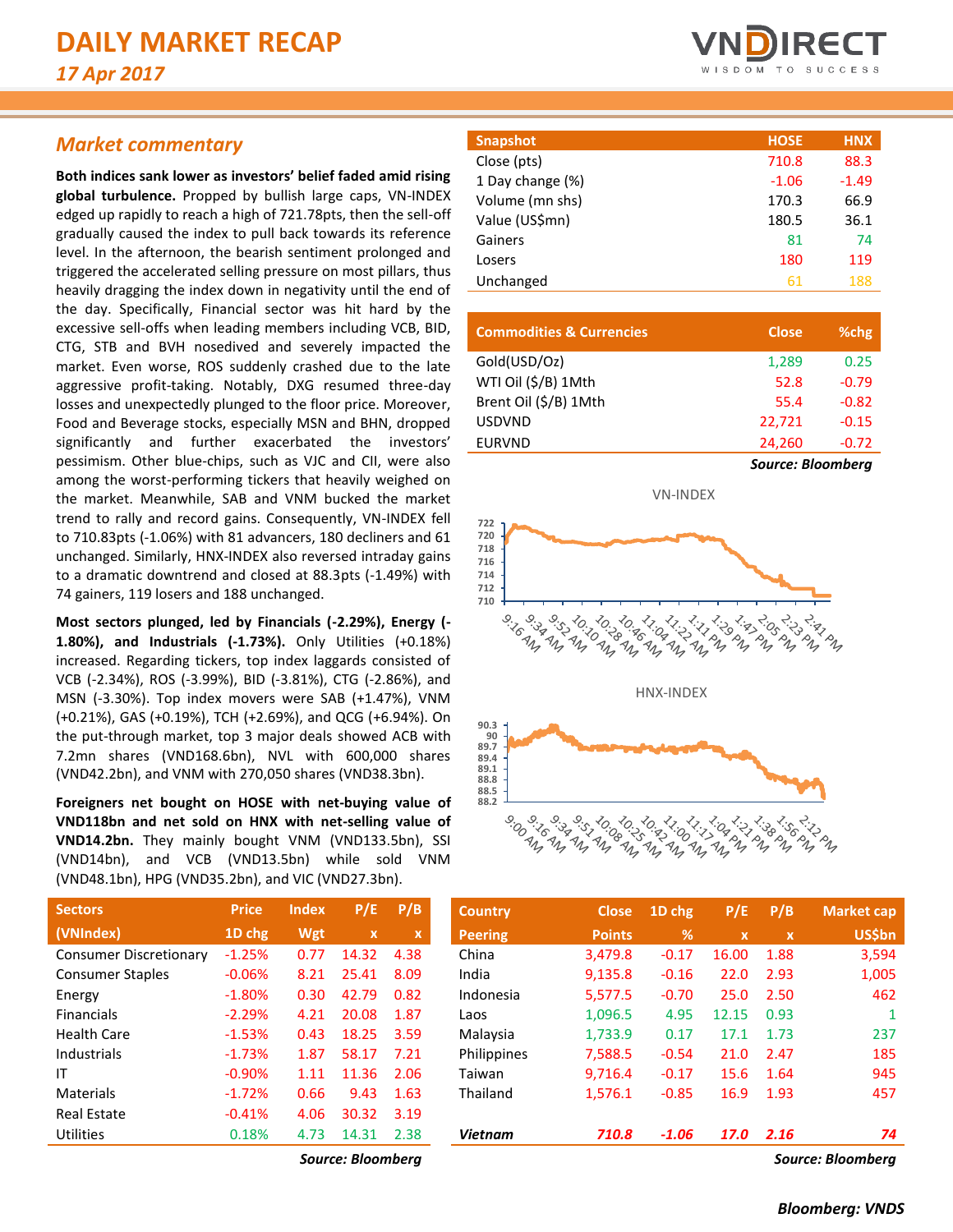# DAILY MARKET RECAP

*17 Apr 2017*

## *Market commentary*

**Both indices sank lower as investors' belief faded amid rising global turbulence.** Propped by bullish large caps, VN-INDEX edged up rapidly to reach a high of 721.78pts, then the sell-off gradually caused the index to pull back towards its reference level. In the afternoon, the bearish sentiment prolonged and triggered the accelerated selling pressure on most pillars, thus heavily dragging the index down in negativity until the end of the day. Specifically, Financial sector was hit hard by the excessive sell-offs when leading members including VCB, BID, CTG, STB and BVH nosedived and severely impacted the market. Even worse, ROS suddenly crashed due to the late aggressive profit-taking. Notably, DXG resumed three-day losses and unexpectedly plunged to the floor price. Moreover, Food and Beverage stocks, especially MSN and BHN, dropped significantly and further exacerbated the investors' pessimism. Other blue-chips, such as VJC and CII, were also among the worst-performing tickers that heavily weighed on the market. Meanwhile, SAB and VNM bucked the market trend to rally and record gains. Consequently, VN-INDEX fell to 710.83pts (-1.06%) with 81 advancers, 180 decliners and 61 unchanged. Similarly, HNX-INDEX also reversed intraday gains to a dramatic downtrend and closed at 88.3pts (-1.49%) with 74 gainers, 119 losers and 188 unchanged.

**Most sectors plunged, led by Financials (-2.29%), Energy (-1.80%), and Industrials (-1.73%).** Only Utilities (+0.18%) increased. Regarding tickers, top index laggards consisted of VCB (-2.34%), ROS (-3.99%), BID (-3.81%), CTG (-2.86%), and MSN (-3.30%). Top index movers were SAB (+1.47%), VNM (+0.21%), GAS (+0.19%), TCH (+2.69%), and QCG (+6.94%). On the put-through market, top 3 major deals showed ACB with 7.2mn shares (VND168.6bn), NVL with 600,000 shares (VND42.2bn), and VNM with 270,050 shares (VND38.3bn).

**Foreigners net bought on HOSE with net-buying value of VND118bn and net sold on HNX with net-selling value of VND14.2bn.** They mainly bought VNM (VND133.5bn), SSI (VND14bn), and VCB (VND13.5bn) while sold VNM (VND48.1bn), HPG (VND35.2bn), and VIC (VND27.3bn).

| Snapshot | HOSE | HNX |
|---|---|---|
| Close (pts) | 710.8 | 88.3 |
| 1 Day change (%) | -1.06 | -1.49 |
| Volume (mn shs) | 170.3 | 66.9 |
| Value (US$mn) | 180.5 | 36.1 |
| Gainers | 81 | 74 |
| Losers | 180 | 119 |
| Unchanged | 61 | 188 |

| Commodities & Currencies | Close | %chg |
|---|---|---|
| Gold(USD/Oz) | 1,289 | 0.25 |
| WTI Oil ($/B) 1Mth | 52.8 | -0.79 |
| Brent Oil ($/B) 1Mth | 55.4 | -0.82 |
| USDVND | 22,721 | -0.15 |
| EURVND | 24,260 | -0.72 |

***Source: Bloomberg***

VN-INDEX

722
720
718
716
714
712
710

9:16 AM 9:34 AM 9:52 AM 10:10 AM 10:28 AM 10:46 AM 11:04 AM 11:22 AM 1:11 PM 1:29 PM 1:47 PM 2:05 PM 2:23 PM 2:41 PM

HNX-INDEX

90.3
90
89.7
89.4
89.1
88.8
88.5
88.2

9:00 AM 9:16 AM 9:34 AM 9:51 AM 10:08 AM 10:25 AM 10:42 AM 11:00 AM 11:17 AM 1:04 PM 1:21 PM 1:38 PM 1:56 PM 2:12 PM

| Sectors (VNIndex) | Price 1D chg | Index Wgt | P/E x | P/B x |
|---|---|---|---|---|
| Consumer Discretionary | -1.25% | 0.77 | 14.32 | 4.38 |
| Consumer Staples | -0.06% | 8.21 | 25.41 | 8.09 |
| Energy | -1.80% | 0.30 | 42.79 | 0.82 |
| Financials | -2.29% | 4.21 | 20.08 | 1.87 |
| Health Care | -1.53% | 0.43 | 18.25 | 3.59 |
| Industrials | -1.73% | 1.87 | 58.17 | 7.21 |
| IT | -0.90% | 1.11 | 11.36 | 2.06 |
| Materials | -1.72% | 0.66 | 9.43 | 1.63 |
| Real Estate | -0.41% | 4.06 | 30.32 | 3.19 |
| Utilities | 0.18% | 4.73 | 14.31 | 2.38 |

***Source: Bloomberg***

| Country Peering | Close Points | 1D chg % | P/E x | P/B x | Market cap US$bn |
|---|---|---|---|---|---|
| China | 3,479.8 | -0.17 | 16.00 | 1.88 | 3,594 |
| India | 9,135.8 | -0.16 | 22.0 | 2.93 | 1,005 |
| Indonesia | 5,577.5 | -0.70 | 25.0 | 2.50 | 462 |
| Laos | 1,096.5 | 4.95 | 12.15 | 0.93 | 1 |
| Malaysia | 1,733.9 | 0.17 | 17.1 | 1.73 | 237 |
| Philippines | 7,588.5 | -0.54 | 21.0 | 2.47 | 185 |
| Taiwan | 9,716.4 | -0.17 | 15.6 | 1.64 | 945 |
| Thailand | 1,576.1 | -0.85 | 16.9 | 1.93 | 457 |
| ***Vietnam*** | ***710.8*** | ***-1.06*** | ***17.0*** | ***2.16*** | ***74*** |

***Source: Bloomberg***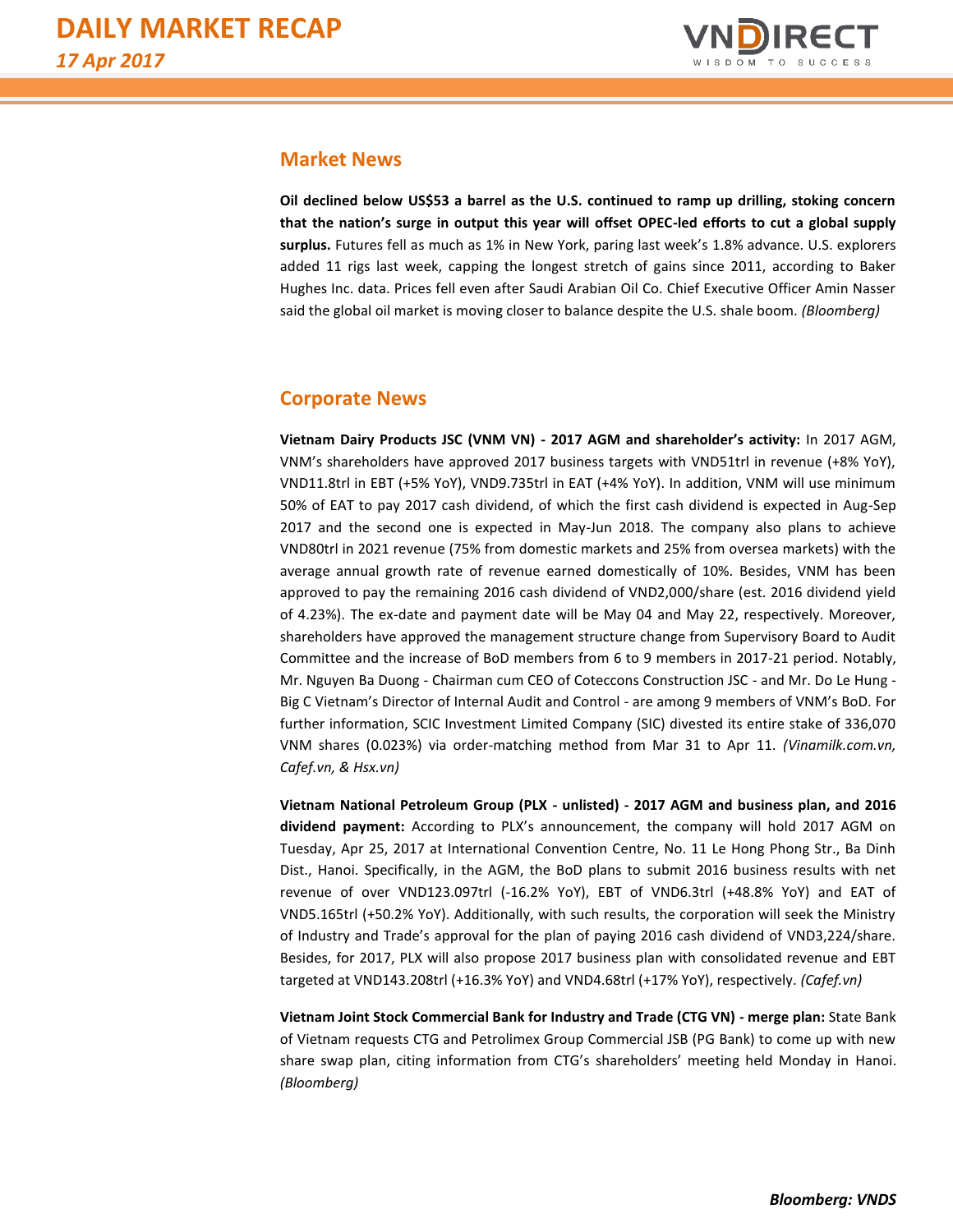## Market News

**Oil declined below US$53 a barrel as the U.S. continued to ramp up drilling, stoking concern that the nation's surge in output this year will offset OPEC-led efforts to cut a global supply surplus.** Futures fell as much as 1% in New York, paring last week's 1.8% advance. U.S. explorers added 11 rigs last week, capping the longest stretch of gains since 2011, according to Baker Hughes Inc. data. Prices fell even after Saudi Arabian Oil Co. Chief Executive Officer Amin Nasser said the global oil market is moving closer to balance despite the U.S. shale boom. *(Bloomberg)*

## Corporate News

**Vietnam Dairy Products JSC (VNM VN) - 2017 AGM and shareholder's activity:** In 2017 AGM, VNM's shareholders have approved 2017 business targets with VND51trl in revenue (+8% YoY), VND11.8trl in EBT (+5% YoY), VND9.735trl in EAT (+4% YoY). In addition, VNM will use minimum 50% of EAT to pay 2017 cash dividend, of which the first cash dividend is expected in Aug-Sep 2017 and the second one is expected in May-Jun 2018. The company also plans to achieve VND80trl in 2021 revenue (75% from domestic markets and 25% from oversea markets) with the average annual growth rate of revenue earned domestically of 10%. Besides, VNM has been approved to pay the remaining 2016 cash dividend of VND2,000/share (est. 2016 dividend yield of 4.23%). The ex-date and payment date will be May 04 and May 22, respectively. Moreover, shareholders have approved the management structure change from Supervisory Board to Audit Committee and the increase of BoD members from 6 to 9 members in 2017-21 period. Notably, Mr. Nguyen Ba Duong - Chairman cum CEO of Coteccons Construction JSC - and Mr. Do Le Hung - Big C Vietnam's Director of Internal Audit and Control - are among 9 members of VNM's BoD. For further information, SCIC Investment Limited Company (SIC) divested its entire stake of 336,070 VNM shares (0.023%) via order-matching method from Mar 31 to Apr 11. *(Vinamilk.com.vn, Cafef.vn, & Hsx.vn)*

**Vietnam National Petroleum Group (PLX - unlisted) - 2017 AGM and business plan, and 2016 dividend payment:** According to PLX's announcement, the company will hold 2017 AGM on Tuesday, Apr 25, 2017 at International Convention Centre, No. 11 Le Hong Phong Str., Ba Dinh Dist., Hanoi. Specifically, in the AGM, the BoD plans to submit 2016 business results with net revenue of over VND123.097trl (-16.2% YoY), EBT of VND6.3trl (+48.8% YoY) and EAT of VND5.165trl (+50.2% YoY). Additionally, with such results, the corporation will seek the Ministry of Industry and Trade's approval for the plan of paying 2016 cash dividend of VND3,224/share. Besides, for 2017, PLX will also propose 2017 business plan with consolidated revenue and EBT targeted at VND143.208trl (+16.3% YoY) and VND4.68trl (+17% YoY), respectively. *(Cafef.vn)*

**Vietnam Joint Stock Commercial Bank for Industry and Trade (CTG VN) - merge plan:** State Bank of Vietnam requests CTG and Petrolimex Group Commercial JSB (PG Bank) to come up with new share swap plan, citing information from CTG's shareholders' meeting held Monday in Hanoi. *(Bloomberg)*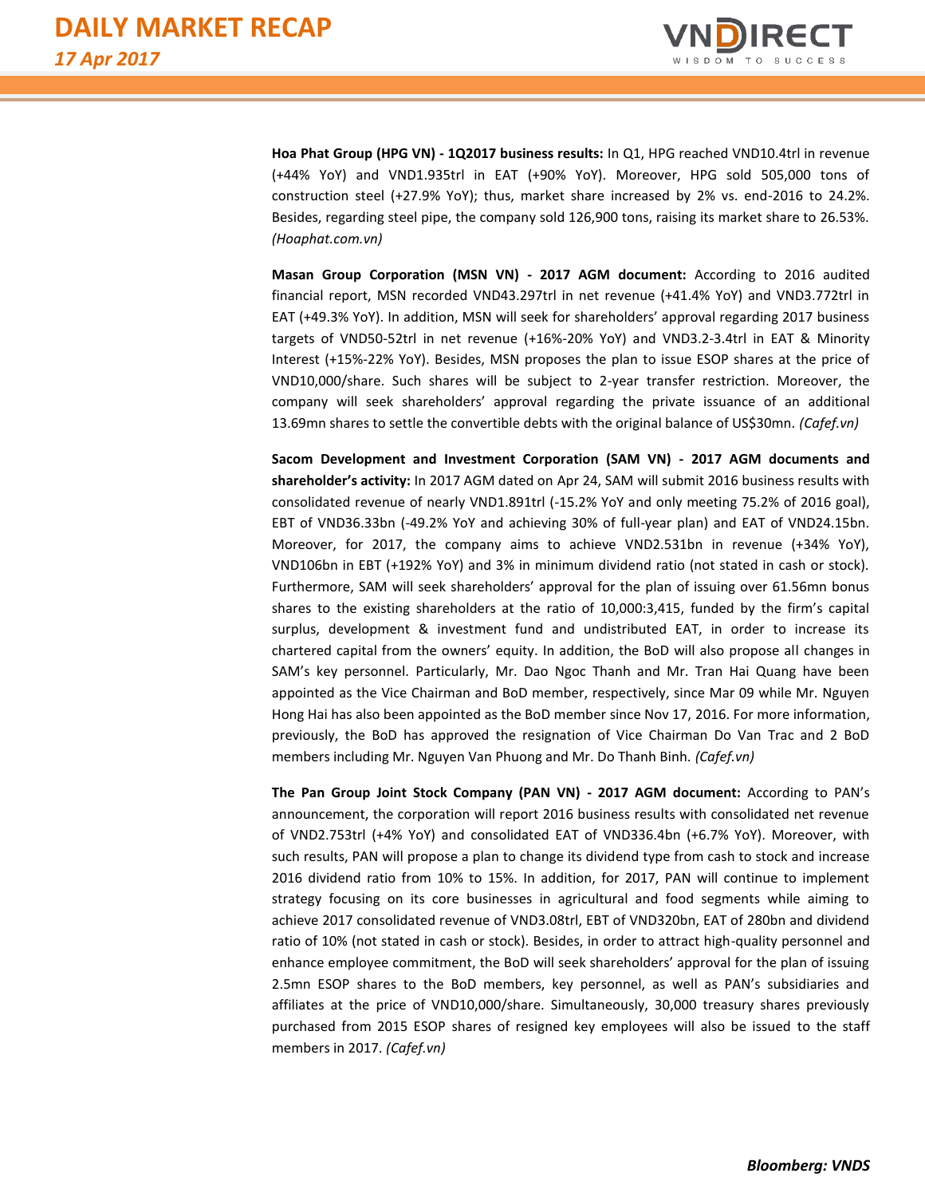**Hoa Phat Group (HPG VN) - 1Q2017 business results:** In Q1, HPG reached VND10.4trl in revenue (+44% YoY) and VND1.935trl in EAT (+90% YoY). Moreover, HPG sold 505,000 tons of construction steel (+27.9% YoY); thus, market share increased by 2% vs. end-2016 to 24.2%. Besides, regarding steel pipe, the company sold 126,900 tons, raising its market share to 26.53%. *(Hoaphat.com.vn)*

**Masan Group Corporation (MSN VN) - 2017 AGM document:** According to 2016 audited financial report, MSN recorded VND43.297trl in net revenue (+41.4% YoY) and VND3.772trl in EAT (+49.3% YoY). In addition, MSN will seek for shareholders' approval regarding 2017 business targets of VND50-52trl in net revenue (+16%-20% YoY) and VND3.2-3.4trl in EAT & Minority Interest (+15%-22% YoY). Besides, MSN proposes the plan to issue ESOP shares at the price of VND10,000/share. Such shares will be subject to 2-year transfer restriction. Moreover, the company will seek shareholders' approval regarding the private issuance of an additional 13.69mn shares to settle the convertible debts with the original balance of US$30mn. *(Cafef.vn)*

**Sacom Development and Investment Corporation (SAM VN) - 2017 AGM documents and shareholder's activity:** In 2017 AGM dated on Apr 24, SAM will submit 2016 business results with consolidated revenue of nearly VND1.891trl (-15.2% YoY and only meeting 75.2% of 2016 goal), EBT of VND36.33bn (-49.2% YoY and achieving 30% of full-year plan) and EAT of VND24.15bn. Moreover, for 2017, the company aims to achieve VND2.531bn in revenue (+34% YoY), VND106bn in EBT (+192% YoY) and 3% in minimum dividend ratio (not stated in cash or stock). Furthermore, SAM will seek shareholders' approval for the plan of issuing over 61.56mn bonus shares to the existing shareholders at the ratio of 10,000:3,415, funded by the firm's capital surplus, development & investment fund and undistributed EAT, in order to increase its chartered capital from the owners' equity. In addition, the BoD will also propose all changes in SAM's key personnel. Particularly, Mr. Dao Ngoc Thanh and Mr. Tran Hai Quang have been appointed as the Vice Chairman and BoD member, respectively, since Mar 09 while Mr. Nguyen Hong Hai has also been appointed as the BoD member since Nov 17, 2016. For more information, previously, the BoD has approved the resignation of Vice Chairman Do Van Trac and 2 BoD members including Mr. Nguyen Van Phuong and Mr. Do Thanh Binh. *(Cafef.vn)*

**The Pan Group Joint Stock Company (PAN VN) - 2017 AGM document:** According to PAN's announcement, the corporation will report 2016 business results with consolidated net revenue of VND2.753trl (+4% YoY) and consolidated EAT of VND336.4bn (+6.7% YoY). Moreover, with such results, PAN will propose a plan to change its dividend type from cash to stock and increase 2016 dividend ratio from 10% to 15%. In addition, for 2017, PAN will continue to implement strategy focusing on its core businesses in agricultural and food segments while aiming to achieve 2017 consolidated revenue of VND3.08trl, EBT of VND320bn, EAT of 280bn and dividend ratio of 10% (not stated in cash or stock). Besides, in order to attract high-quality personnel and enhance employee commitment, the BoD will seek shareholders' approval for the plan of issuing 2.5mn ESOP shares to the BoD members, key personnel, as well as PAN's subsidiaries and affiliates at the price of VND10,000/share. Simultaneously, 30,000 treasury shares previously purchased from 2015 ESOP shares of resigned key employees will also be issued to the staff members in 2017. *(Cafef.vn)*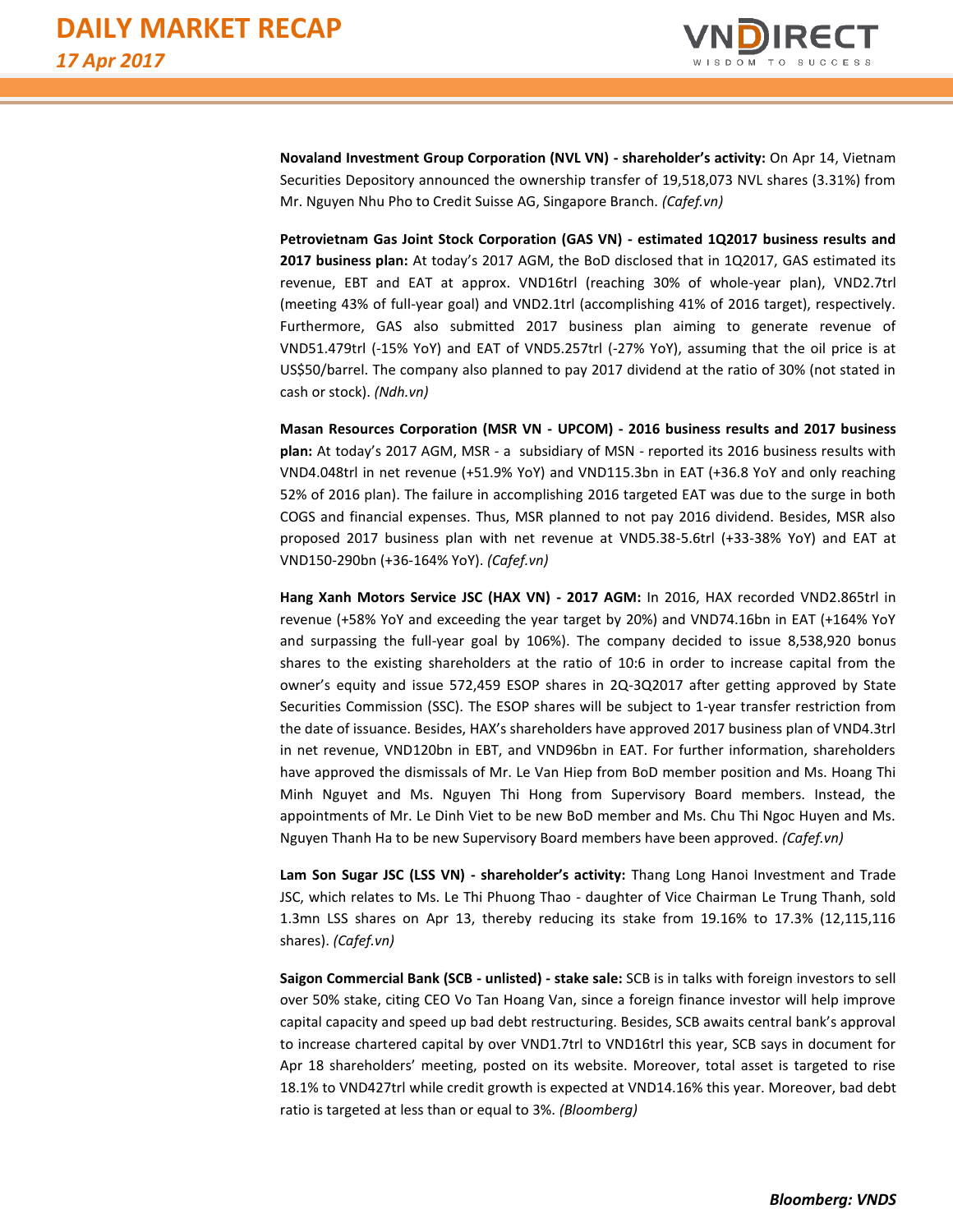**Novaland Investment Group Corporation (NVL VN) - shareholder's activity:** On Apr 14, Vietnam Securities Depository announced the ownership transfer of 19,518,073 NVL shares (3.31%) from Mr. Nguyen Nhu Pho to Credit Suisse AG, Singapore Branch. *(Cafef.vn)*

**Petrovietnam Gas Joint Stock Corporation (GAS VN) - estimated 1Q2017 business results and 2017 business plan:** At today's 2017 AGM, the BoD disclosed that in 1Q2017, GAS estimated its revenue, EBT and EAT at approx. VND16trl (reaching 30% of whole-year plan), VND2.7trl (meeting 43% of full-year goal) and VND2.1trl (accomplishing 41% of 2016 target), respectively. Furthermore, GAS also submitted 2017 business plan aiming to generate revenue of VND51.479trl (-15% YoY) and EAT of VND5.257trl (-27% YoY), assuming that the oil price is at US$50/barrel. The company also planned to pay 2017 dividend at the ratio of 30% (not stated in cash or stock). *(Ndh.vn)*

**Masan Resources Corporation (MSR VN - UPCOM) - 2016 business results and 2017 business plan:** At today's 2017 AGM, MSR - a subsidiary of MSN - reported its 2016 business results with VND4.048trl in net revenue (+51.9% YoY) and VND115.3bn in EAT (+36.8 YoY and only reaching 52% of 2016 plan). The failure in accomplishing 2016 targeted EAT was due to the surge in both COGS and financial expenses. Thus, MSR planned to not pay 2016 dividend. Besides, MSR also proposed 2017 business plan with net revenue at VND5.38-5.6trl (+33-38% YoY) and EAT at VND150-290bn (+36-164% YoY). *(Cafef.vn)*

**Hang Xanh Motors Service JSC (HAX VN) - 2017 AGM:** In 2016, HAX recorded VND2.865trl in revenue (+58% YoY and exceeding the year target by 20%) and VND74.16bn in EAT (+164% YoY and surpassing the full-year goal by 106%). The company decided to issue 8,538,920 bonus shares to the existing shareholders at the ratio of 10:6 in order to increase capital from the owner's equity and issue 572,459 ESOP shares in 2Q-3Q2017 after getting approved by State Securities Commission (SSC). The ESOP shares will be subject to 1-year transfer restriction from the date of issuance. Besides, HAX's shareholders have approved 2017 business plan of VND4.3trl in net revenue, VND120bn in EBT, and VND96bn in EAT. For further information, shareholders have approved the dismissals of Mr. Le Van Hiep from BoD member position and Ms. Hoang Thi Minh Nguyet and Ms. Nguyen Thi Hong from Supervisory Board members. Instead, the appointments of Mr. Le Dinh Viet to be new BoD member and Ms. Chu Thi Ngoc Huyen and Ms. Nguyen Thanh Ha to be new Supervisory Board members have been approved. *(Cafef.vn)*

**Lam Son Sugar JSC (LSS VN) - shareholder's activity:** Thang Long Hanoi Investment and Trade JSC, which relates to Ms. Le Thi Phuong Thao - daughter of Vice Chairman Le Trung Thanh, sold 1.3mn LSS shares on Apr 13, thereby reducing its stake from 19.16% to 17.3% (12,115,116 shares). *(Cafef.vn)*

**Saigon Commercial Bank (SCB - unlisted) - stake sale:** SCB is in talks with foreign investors to sell over 50% stake, citing CEO Vo Tan Hoang Van, since a foreign finance investor will help improve capital capacity and speed up bad debt restructuring. Besides, SCB awaits central bank's approval to increase chartered capital by over VND1.7trl to VND16trl this year, SCB says in document for Apr 18 shareholders' meeting, posted on its website. Moreover, total asset is targeted to rise 18.1% to VND427trl while credit growth is expected at VND14.16% this year. Moreover, bad debt ratio is targeted at less than or equal to 3%. *(Bloomberg)*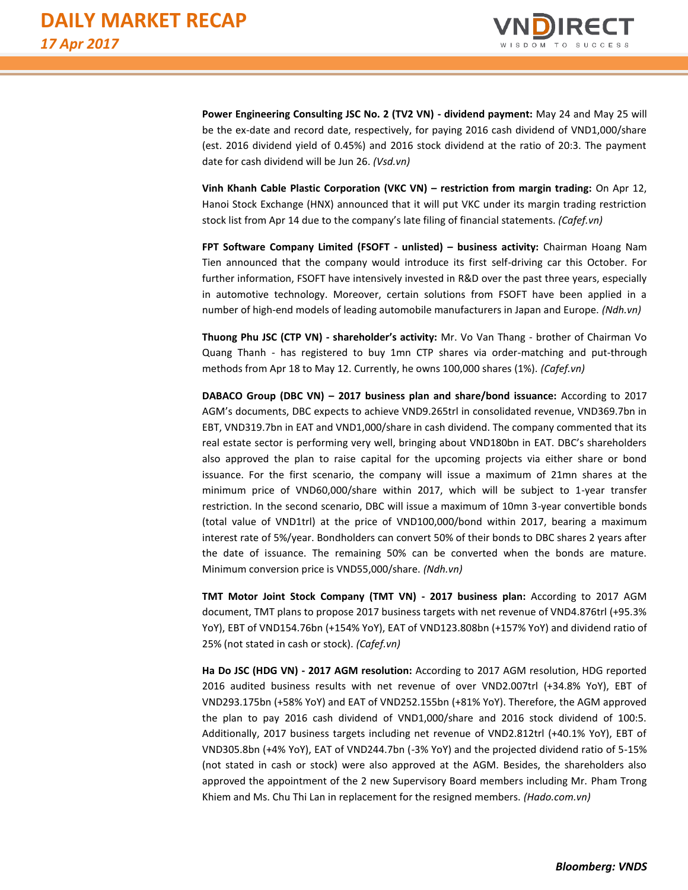**Power Engineering Consulting JSC No. 2 (TV2 VN) - dividend payment:** May 24 and May 25 will be the ex-date and record date, respectively, for paying 2016 cash dividend of VND1,000/share (est. 2016 dividend yield of 0.45%) and 2016 stock dividend at the ratio of 20:3. The payment date for cash dividend will be Jun 26. *(Vsd.vn)*

**Vinh Khanh Cable Plastic Corporation (VKC VN) – restriction from margin trading:** On Apr 12, Hanoi Stock Exchange (HNX) announced that it will put VKC under its margin trading restriction stock list from Apr 14 due to the company's late filing of financial statements. *(Cafef.vn)*

**FPT Software Company Limited (FSOFT - unlisted) – business activity:** Chairman Hoang Nam Tien announced that the company would introduce its first self-driving car this October. For further information, FSOFT have intensively invested in R&D over the past three years, especially in automotive technology. Moreover, certain solutions from FSOFT have been applied in a number of high-end models of leading automobile manufacturers in Japan and Europe. *(Ndh.vn)*

**Thuong Phu JSC (CTP VN) - shareholder's activity:** Mr. Vo Van Thang - brother of Chairman Vo Quang Thanh - has registered to buy 1mn CTP shares via order-matching and put-through methods from Apr 18 to May 12. Currently, he owns 100,000 shares (1%). *(Cafef.vn)*

**DABACO Group (DBC VN) – 2017 business plan and share/bond issuance:** According to 2017 AGM's documents, DBC expects to achieve VND9.265trl in consolidated revenue, VND369.7bn in EBT, VND319.7bn in EAT and VND1,000/share in cash dividend. The company commented that its real estate sector is performing very well, bringing about VND180bn in EAT. DBC's shareholders also approved the plan to raise capital for the upcoming projects via either share or bond issuance. For the first scenario, the company will issue a maximum of 21mn shares at the minimum price of VND60,000/share within 2017, which will be subject to 1-year transfer restriction. In the second scenario, DBC will issue a maximum of 10mn 3-year convertible bonds (total value of VND1trl) at the price of VND100,000/bond within 2017, bearing a maximum interest rate of 5%/year. Bondholders can convert 50% of their bonds to DBC shares 2 years after the date of issuance. The remaining 50% can be converted when the bonds are mature. Minimum conversion price is VND55,000/share. *(Ndh.vn)*

**TMT Motor Joint Stock Company (TMT VN) - 2017 business plan:** According to 2017 AGM document, TMT plans to propose 2017 business targets with net revenue of VND4.876trl (+95.3% YoY), EBT of VND154.76bn (+154% YoY), EAT of VND123.808bn (+157% YoY) and dividend ratio of 25% (not stated in cash or stock). *(Cafef.vn)*

**Ha Do JSC (HDG VN) - 2017 AGM resolution:** According to 2017 AGM resolution, HDG reported 2016 audited business results with net revenue of over VND2.007trl (+34.8% YoY), EBT of VND293.175bn (+58% YoY) and EAT of VND252.155bn (+81% YoY). Therefore, the AGM approved the plan to pay 2016 cash dividend of VND1,000/share and 2016 stock dividend of 100:5. Additionally, 2017 business targets including net revenue of VND2.812trl (+40.1% YoY), EBT of VND305.8bn (+4% YoY), EAT of VND244.7bn (-3% YoY) and the projected dividend ratio of 5-15% (not stated in cash or stock) were also approved at the AGM. Besides, the shareholders also approved the appointment of the 2 new Supervisory Board members including Mr. Pham Trong Khiem and Ms. Chu Thi Lan in replacement for the resigned members. *(Hado.com.vn)*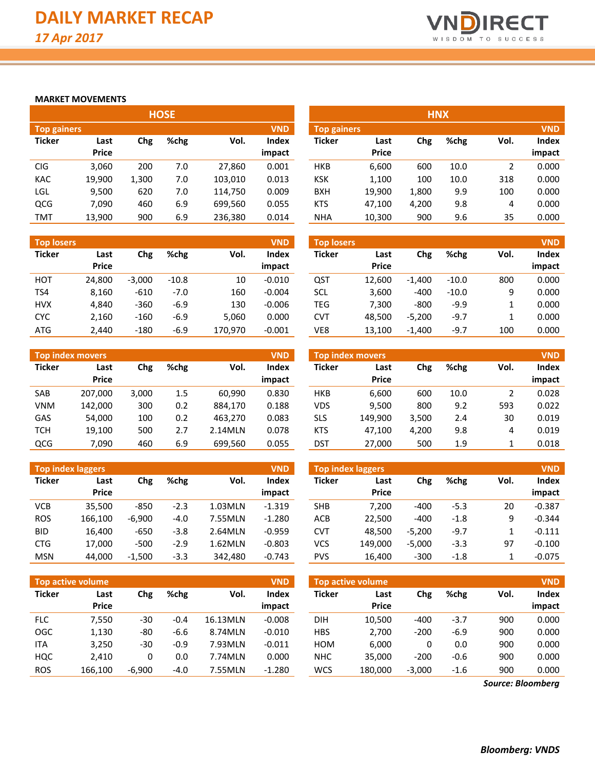# DAILY MARKET RECAP

*17 Apr 2017*

## MARKET MOVEMENTS

### HOSE

| Top gainers | | | | | VND |
|---|---|---|---|---|---|
| Ticker | Last Price | Chg | %chg | Vol. | Index impact |
| CIG | 3,060 | 200 | 7.0 | 27,860 | 0.001 |
| KAC | 19,900 | 1,300 | 7.0 | 103,010 | 0.013 |
| LGL | 9,500 | 620 | 7.0 | 114,750 | 0.009 |
| QCG | 7,090 | 460 | 6.9 | 699,560 | 0.055 |
| TMT | 13,900 | 900 | 6.9 | 236,380 | 0.014 |

| Top losers | | | | | VND |
|---|---|---|---|---|---|
| Ticker | Last Price | Chg | %chg | Vol. | Index impact |
| HOT | 24,800 | -3,000 | -10.8 | 10 | -0.010 |
| TS4 | 8,160 | -610 | -7.0 | 160 | -0.004 |
| HVX | 4,840 | -360 | -6.9 | 130 | -0.006 |
| CYC | 2,160 | -160 | -6.9 | 5,060 | 0.000 |
| ATG | 2,440 | -180 | -6.9 | 170,970 | -0.001 |

| Top index movers | | | | | VND |
|---|---|---|---|---|---|
| Ticker | Last Price | Chg | %chg | Vol. | Index impact |
| SAB | 207,000 | 3,000 | 1.5 | 60,990 | 0.830 |
| VNM | 142,000 | 300 | 0.2 | 884,170 | 0.188 |
| GAS | 54,000 | 100 | 0.2 | 463,270 | 0.083 |
| TCH | 19,100 | 500 | 2.7 | 2.14MLN | 0.078 |
| QCG | 7,090 | 460 | 6.9 | 699,560 | 0.055 |

| Top index laggers | | | | | VND |
|---|---|---|---|---|---|
| Ticker | Last Price | Chg | %chg | Vol. | Index impact |
| VCB | 35,500 | -850 | -2.3 | 1.03MLN | -1.319 |
| ROS | 166,100 | -6,900 | -4.0 | 7.55MLN | -1.280 |
| BID | 16,400 | -650 | -3.8 | 2.64MLN | -0.959 |
| CTG | 17,000 | -500 | -2.9 | 1.62MLN | -0.803 |
| MSN | 44,000 | -1,500 | -3.3 | 342,480 | -0.743 |

| Top active volume | | | | | VND |
|---|---|---|---|---|---|
| Ticker | Last Price | Chg | %chg | Vol. | Index impact |
| FLC | 7,550 | -30 | -0.4 | 16.13MLN | -0.008 |
| OGC | 1,130 | -80 | -6.6 | 8.74MLN | -0.010 |
| ITA | 3,250 | -30 | -0.9 | 7.93MLN | -0.011 |
| HQC | 2,410 | 0 | 0.0 | 7.74MLN | 0.000 |
| ROS | 166,100 | -6,900 | -4.0 | 7.55MLN | -1.280 |

### HNX

| Top gainers | | | | | VND |
|---|---|---|---|---|---|
| Ticker | Last Price | Chg | %chg | Vol. | Index impact |
| HKB | 6,600 | 600 | 10.0 | 2 | 0.000 |
| KSK | 1,100 | 100 | 10.0 | 318 | 0.000 |
| BXH | 19,900 | 1,800 | 9.9 | 100 | 0.000 |
| KTS | 47,100 | 4,200 | 9.8 | 4 | 0.000 |
| NHA | 10,300 | 900 | 9.6 | 35 | 0.000 |

| Top losers | | | | | VND |
|---|---|---|---|---|---|
| Ticker | Last Price | Chg | %chg | Vol. | Index impact |
| QST | 12,600 | -1,400 | -10.0 | 800 | 0.000 |
| SCL | 3,600 | -400 | -10.0 | 9 | 0.000 |
| TEG | 7,300 | -800 | -9.9 | 1 | 0.000 |
| CVT | 48,500 | -5,200 | -9.7 | 1 | 0.000 |
| VE8 | 13,100 | -1,400 | -9.7 | 100 | 0.000 |

| Top index movers | | | | | VND |
|---|---|---|---|---|---|
| Ticker | Last Price | Chg | %chg | Vol. | Index impact |
| HKB | 6,600 | 600 | 10.0 | 2 | 0.028 |
| VDS | 9,500 | 800 | 9.2 | 593 | 0.022 |
| SLS | 149,900 | 3,500 | 2.4 | 30 | 0.019 |
| KTS | 47,100 | 4,200 | 9.8 | 4 | 0.019 |
| DST | 27,000 | 500 | 1.9 | 1 | 0.018 |

| Top index laggers | | | | | VND |
|---|---|---|---|---|---|
| Ticker | Last Price | Chg | %chg | Vol. | Index impact |
| SHB | 7,200 | -400 | -5.3 | 20 | -0.387 |
| ACB | 22,500 | -400 | -1.8 | 9 | -0.344 |
| CVT | 48,500 | -5,200 | -9.7 | 1 | -0.111 |
| VCS | 149,000 | -5,000 | -3.3 | 97 | -0.100 |
| PVS | 16,400 | -300 | -1.8 | 1 | -0.075 |

| Top active volume | | | | | VND |
|---|---|---|---|---|---|
| Ticker | Last Price | Chg | %chg | Vol. | Index impact |
| DIH | 10,500 | -400 | -3.7 | 900 | 0.000 |
| HBS | 2,700 | -200 | -6.9 | 900 | 0.000 |
| HOM | 6,000 | 0 | 0.0 | 900 | 0.000 |
| NHC | 35,000 | -200 | -0.6 | 900 | 0.000 |
| WCS | 180,000 | -3,000 | -1.6 | 900 | 0.000 |

*Source: Bloomberg*

***Bloomberg: VNDS***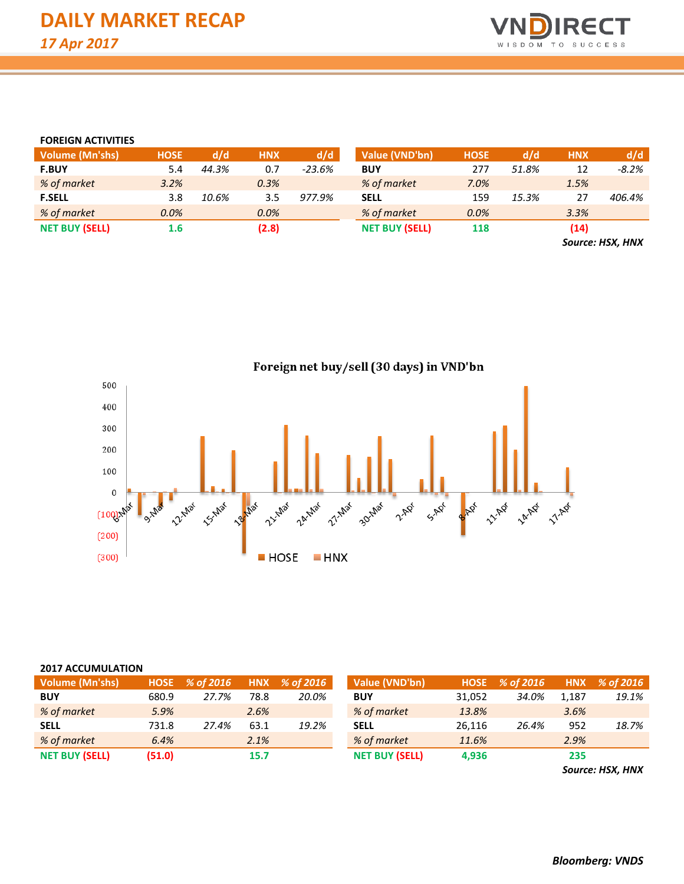# DAILY MARKET RECAP

*17 Apr 2017*

## FOREIGN ACTIVITIES

| Volume (Mn'shs) | HOSE | d/d | HNX | d/d |
|---|---|---|---|---|
| **F.BUY** | 5.4 | *44.3%* | 0.7 | *-23.6%* |
| *% of market* | *3.2%* | | *0.3%* | |
| **F.SELL** | 3.8 | *10.6%* | 3.5 | *977.9%* |
| *% of market* | *0.0%* | | *0.0%* | |
| **NET BUY (SELL)** | **1.6** | | **(2.8)** | |

| Value (VND'bn) | HOSE | d/d | HNX | d/d |
|---|---|---|---|---|
| **BUY** | 277 | *51.8%* | 12 | *-8.2%* |
| *% of market* | *7.0%* | | *1.5%* | |
| **SELL** | 159 | *15.3%* | 27 | *406.4%* |
| *% of market* | *0.0%* | | *3.3%* | |
| **NET BUY (SELL)** | **118** | | **(14)** | |

***Source: HSX, HNX***

Foreign net buy/sell (30 days) in VND'bn

500
400
300
200
100
0
(100)
(200)
(300)

6-Mar 9-Mar 12-Mar 15-Mar 18-Mar 21-Mar 24-Mar 27-Mar 30-Mar 2-Apr 5-Apr 8-Apr 11-Apr 14-Apr 17-Apr

HOSE HNX

## 2017 ACCUMULATION

| Volume (Mn'shs) | HOSE | *% of 2016* | HNX | *% of 2016* |
|---|---|---|---|---|
| **BUY** | 680.9 | *27.7%* | 78.8 | *20.0%* |
| *% of market* | *5.9%* | | *2.6%* | |
| **SELL** | 731.8 | *27.4%* | 63.1 | *19.2%* |
| *% of market* | *6.4%* | | *2.1%* | |
| **NET BUY (SELL)** | **(51.0)** | | **15.7** | |

| Value (VND'bn) | HOSE | *% of 2016* | HNX | *% of 2016* |
|---|---|---|---|---|
| **BUY** | 31,052 | *34.0%* | 1,187 | *19.1%* |
| *% of market* | *13.8%* | | *3.6%* | |
| **SELL** | 26,116 | *26.4%* | 952 | *18.7%* |
| *% of market* | *11.6%* | | *2.9%* | |
| **NET BUY (SELL)** | **4,936** | | **235** | |

***Source: HSX, HNX***

***Bloomberg: VNDS***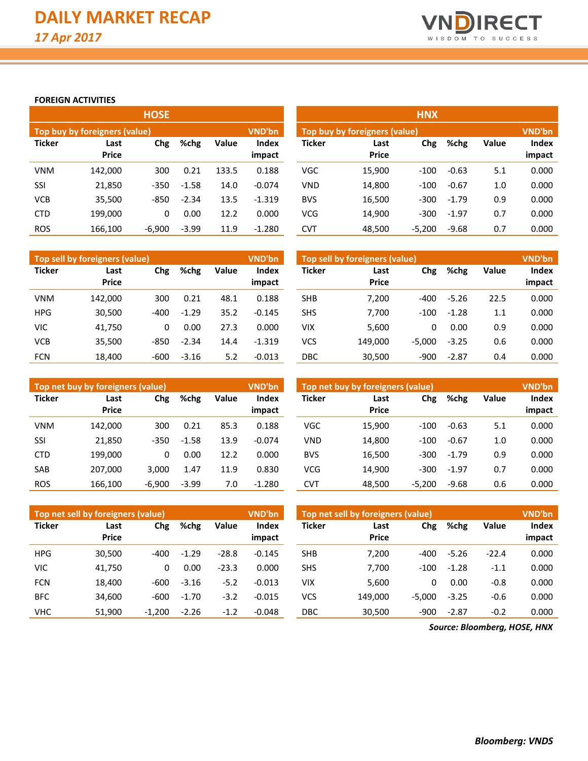# DAILY MARKET RECAP

*17 Apr 2017*

### FOREIGN ACTIVITIES

## HOSE

**Top buy by foreigners (value)** — VND'bn

| Ticker | Last Price | Chg | %chg | Value | Index impact |
|---|---|---|---|---|---|
| VNM | 142,000 | 300 | 0.21 | 133.5 | 0.188 |
| SSI | 21,850 | -350 | -1.58 | 14.0 | -0.074 |
| VCB | 35,500 | -850 | -2.34 | 13.5 | -1.319 |
| CTD | 199,000 | 0 | 0.00 | 12.2 | 0.000 |
| ROS | 166,100 | -6,900 | -3.99 | 11.9 | -1.280 |

**Top sell by foreigners (value)** — VND'bn

| Ticker | Last Price | Chg | %chg | Value | Index impact |
|---|---|---|---|---|---|
| VNM | 142,000 | 300 | 0.21 | 48.1 | 0.188 |
| HPG | 30,500 | -400 | -1.29 | 35.2 | -0.145 |
| VIC | 41,750 | 0 | 0.00 | 27.3 | 0.000 |
| VCB | 35,500 | -850 | -2.34 | 14.4 | -1.319 |
| FCN | 18,400 | -600 | -3.16 | 5.2 | -0.013 |

**Top net buy by foreigners (value)** — VND'bn

| Ticker | Last Price | Chg | %chg | Value | Index impact |
|---|---|---|---|---|---|
| VNM | 142,000 | 300 | 0.21 | 85.3 | 0.188 |
| SSI | 21,850 | -350 | -1.58 | 13.9 | -0.074 |
| CTD | 199,000 | 0 | 0.00 | 12.2 | 0.000 |
| SAB | 207,000 | 3,000 | 1.47 | 11.9 | 0.830 |
| ROS | 166,100 | -6,900 | -3.99 | 7.0 | -1.280 |

**Top net sell by foreigners (value)** — VND'bn

| Ticker | Last Price | Chg | %chg | Value | Index impact |
|---|---|---|---|---|---|
| HPG | 30,500 | -400 | -1.29 | -28.8 | -0.145 |
| VIC | 41,750 | 0 | 0.00 | -23.3 | 0.000 |
| FCN | 18,400 | -600 | -3.16 | -5.2 | -0.013 |
| BFC | 34,600 | -600 | -1.70 | -3.2 | -0.015 |
| VHC | 51,900 | -1,200 | -2.26 | -1.2 | -0.048 |

## HNX

**Top buy by foreigners (value)** — VND'bn

| Ticker | Last Price | Chg | %chg | Value | Index impact |
|---|---|---|---|---|---|
| VGC | 15,900 | -100 | -0.63 | 5.1 | 0.000 |
| VND | 14,800 | -100 | -0.67 | 1.0 | 0.000 |
| BVS | 16,500 | -300 | -1.79 | 0.9 | 0.000 |
| VCG | 14,900 | -300 | -1.97 | 0.7 | 0.000 |
| CVT | 48,500 | -5,200 | -9.68 | 0.7 | 0.000 |

**Top sell by foreigners (value)** — VND'bn

| Ticker | Last Price | Chg | %chg | Value | Index impact |
|---|---|---|---|---|---|
| SHB | 7,200 | -400 | -5.26 | 22.5 | 0.000 |
| SHS | 7,700 | -100 | -1.28 | 1.1 | 0.000 |
| VIX | 5,600 | 0 | 0.00 | 0.9 | 0.000 |
| VCS | 149,000 | -5,000 | -3.25 | 0.6 | 0.000 |
| DBC | 30,500 | -900 | -2.87 | 0.4 | 0.000 |

**Top net buy by foreigners (value)** — VND'bn

| Ticker | Last Price | Chg | %chg | Value | Index impact |
|---|---|---|---|---|---|
| VGC | 15,900 | -100 | -0.63 | 5.1 | 0.000 |
| VND | 14,800 | -100 | -0.67 | 1.0 | 0.000 |
| BVS | 16,500 | -300 | -1.79 | 0.9 | 0.000 |
| VCG | 14,900 | -300 | -1.97 | 0.7 | 0.000 |
| CVT | 48,500 | -5,200 | -9.68 | 0.6 | 0.000 |

**Top net sell by foreigners (value)** — VND'bn

| Ticker | Last Price | Chg | %chg | Value | Index impact |
|---|---|---|---|---|---|
| SHB | 7,200 | -400 | -5.26 | -22.4 | 0.000 |
| SHS | 7,700 | -100 | -1.28 | -1.1 | 0.000 |
| VIX | 5,600 | 0 | 0.00 | -0.8 | 0.000 |
| VCS | 149,000 | -5,000 | -3.25 | -0.6 | 0.000 |
| DBC | 30,500 | -900 | -2.87 | -0.2 | 0.000 |

***Source: Bloomberg, HOSE, HNX***

***Bloomberg: VNDS***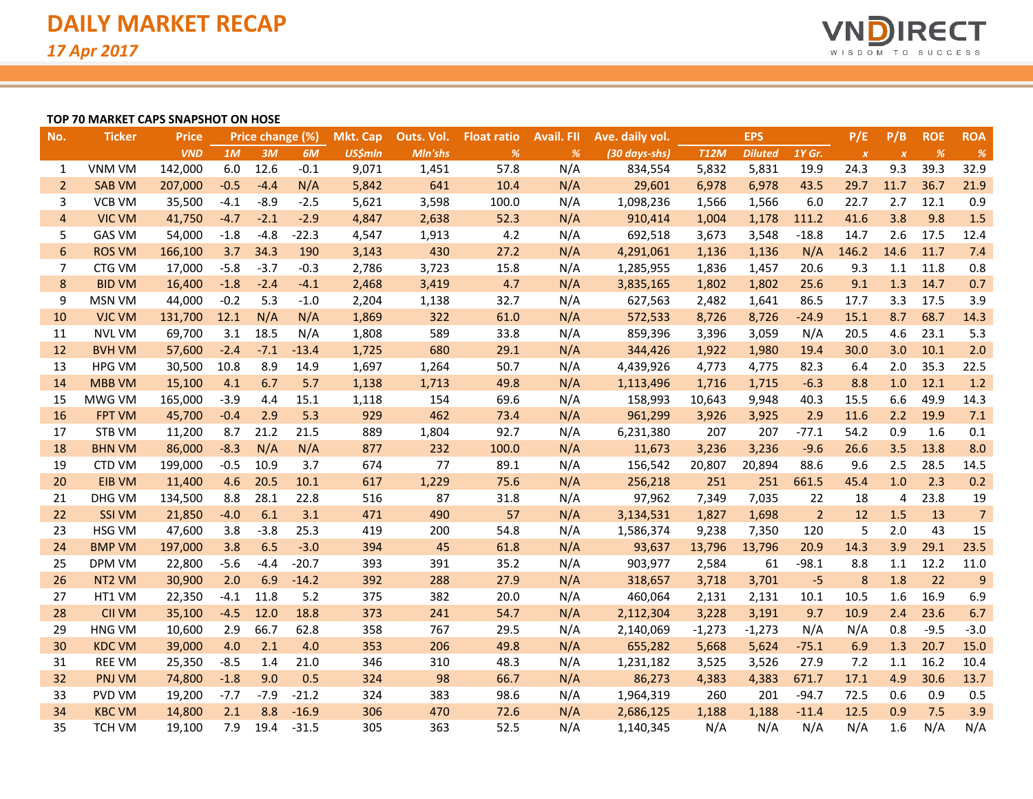# DAILY MARKET RECAP

*17 Apr 2017*

**TOP 70 MARKET CAPS SNAPSHOT ON HOSE**

| No. | Ticker | Price | Price change (%) | | | Mkt. Cap | Outs. Vol. | Float ratio | Avail. FII | Ave. daily vol. | EPS | | | P/E | P/B | ROE | ROA |
|---|---|---|---|---|---|---|---|---|---|---|---|---|---|---|---|---|---|
| | | *VND* | *1M* | *3M* | *6M* | *US$mln* | *Mln'shs* | *%* | *%* | *(30 days-shs)* | *T12M* | *Diluted* | *1Y Gr.* | *x* | *x* | *%* | *%* |
| 1 | VNM VM | 142,000 | 6.0 | 12.6 | -0.1 | 9,071 | 1,451 | 57.8 | N/A | 834,554 | 5,832 | 5,831 | 19.9 | 24.3 | 9.3 | 39.3 | 32.9 |
| 2 | SAB VM | 207,000 | -0.5 | -4.4 | N/A | 5,842 | 641 | 10.4 | N/A | 29,601 | 6,978 | 6,978 | 43.5 | 29.7 | 11.7 | 36.7 | 21.9 |
| 3 | VCB VM | 35,500 | -4.1 | -8.9 | -2.5 | 5,621 | 3,598 | 100.0 | N/A | 1,098,236 | 1,566 | 1,566 | 6.0 | 22.7 | 2.7 | 12.1 | 0.9 |
| 4 | VIC VM | 41,750 | -4.7 | -2.1 | -2.9 | 4,847 | 2,638 | 52.3 | N/A | 910,414 | 1,004 | 1,178 | 111.2 | 41.6 | 3.8 | 9.8 | 1.5 |
| 5 | GAS VM | 54,000 | -1.8 | -4.8 | -22.3 | 4,547 | 1,913 | 4.2 | N/A | 692,518 | 3,673 | 3,548 | -18.8 | 14.7 | 2.6 | 17.5 | 12.4 |
| 6 | ROS VM | 166,100 | 3.7 | 34.3 | 190 | 3,143 | 430 | 27.2 | N/A | 4,291,061 | 1,136 | 1,136 | N/A | 146.2 | 14.6 | 11.7 | 7.4 |
| 7 | CTG VM | 17,000 | -5.8 | -3.7 | -0.3 | 2,786 | 3,723 | 15.8 | N/A | 1,285,955 | 1,836 | 1,457 | 20.6 | 9.3 | 1.1 | 11.8 | 0.8 |
| 8 | BID VM | 16,400 | -1.8 | -2.4 | -4.1 | 2,468 | 3,419 | 4.7 | N/A | 3,835,165 | 1,802 | 1,802 | 25.6 | 9.1 | 1.3 | 14.7 | 0.7 |
| 9 | MSN VM | 44,000 | -0.2 | 5.3 | -1.0 | 2,204 | 1,138 | 32.7 | N/A | 627,563 | 2,482 | 1,641 | 86.5 | 17.7 | 3.3 | 17.5 | 3.9 |
| 10 | VJC VM | 131,700 | 12.1 | N/A | N/A | 1,869 | 322 | 61.0 | N/A | 572,533 | 8,726 | 8,726 | -24.9 | 15.1 | 8.7 | 68.7 | 14.3 |
| 11 | NVL VM | 69,700 | 3.1 | 18.5 | N/A | 1,808 | 589 | 33.8 | N/A | 859,396 | 3,396 | 3,059 | N/A | 20.5 | 4.6 | 23.1 | 5.3 |
| 12 | BVH VM | 57,600 | -2.4 | -7.1 | -13.4 | 1,725 | 680 | 29.1 | N/A | 344,426 | 1,922 | 1,980 | 19.4 | 30.0 | 3.0 | 10.1 | 2.0 |
| 13 | HPG VM | 30,500 | 10.8 | 8.9 | 14.9 | 1,697 | 1,264 | 50.7 | N/A | 4,439,926 | 4,773 | 4,775 | 82.3 | 6.4 | 2.0 | 35.3 | 22.5 |
| 14 | MBB VM | 15,100 | 4.1 | 6.7 | 5.7 | 1,138 | 1,713 | 49.8 | N/A | 1,113,496 | 1,716 | 1,715 | -6.3 | 8.8 | 1.0 | 12.1 | 1.2 |
| 15 | MWG VM | 165,000 | -3.9 | 4.4 | 15.1 | 1,118 | 154 | 69.6 | N/A | 158,993 | 10,643 | 9,948 | 40.3 | 15.5 | 6.6 | 49.9 | 14.3 |
| 16 | FPT VM | 45,700 | -0.4 | 2.9 | 5.3 | 929 | 462 | 73.4 | N/A | 961,299 | 3,926 | 3,925 | 2.9 | 11.6 | 2.2 | 19.9 | 7.1 |
| 17 | STB VM | 11,200 | 8.7 | 21.2 | 21.5 | 889 | 1,804 | 92.7 | N/A | 6,231,380 | 207 | 207 | -77.1 | 54.2 | 0.9 | 1.6 | 0.1 |
| 18 | BHN VM | 86,000 | -8.3 | N/A | N/A | 877 | 232 | 100.0 | N/A | 11,673 | 3,236 | 3,236 | -9.6 | 26.6 | 3.5 | 13.8 | 8.0 |
| 19 | CTD VM | 199,000 | -0.5 | 10.9 | 3.7 | 674 | 77 | 89.1 | N/A | 156,542 | 20,807 | 20,894 | 88.6 | 9.6 | 2.5 | 28.5 | 14.5 |
| 20 | EIB VM | 11,400 | 4.6 | 20.5 | 10.1 | 617 | 1,229 | 75.6 | N/A | 256,218 | 251 | 251 | 661.5 | 45.4 | 1.0 | 2.3 | 0.2 |
| 21 | DHG VM | 134,500 | 8.8 | 28.1 | 22.8 | 516 | 87 | 31.8 | N/A | 97,962 | 7,349 | 7,035 | 22 | 18 | 4 | 23.8 | 19 |
| 22 | SSI VM | 21,850 | -4.0 | 6.1 | 3.1 | 471 | 490 | 57 | N/A | 3,134,531 | 1,827 | 1,698 | 2 | 12 | 1.5 | 13 | 7 |
| 23 | HSG VM | 47,600 | 3.8 | -3.8 | 25.3 | 419 | 200 | 54.8 | N/A | 1,586,374 | 9,238 | 7,350 | 120 | 5 | 2.0 | 43 | 15 |
| 24 | BMP VM | 197,000 | 3.8 | 6.5 | -3.0 | 394 | 45 | 61.8 | N/A | 93,637 | 13,796 | 13,796 | 20.9 | 14.3 | 3.9 | 29.1 | 23.5 |
| 25 | DPM VM | 22,800 | -5.6 | -4.4 | -20.7 | 393 | 391 | 35.2 | N/A | 903,977 | 2,584 | 61 | -98.1 | 8.8 | 1.1 | 12.2 | 11.0 |
| 26 | NT2 VM | 30,900 | 2.0 | 6.9 | -14.2 | 392 | 288 | 27.9 | N/A | 318,657 | 3,718 | 3,701 | -5 | 8 | 1.8 | 22 | 9 |
| 27 | HT1 VM | 22,350 | -4.1 | 11.8 | 5.2 | 375 | 382 | 20.0 | N/A | 460,064 | 2,131 | 2,131 | 10.1 | 10.5 | 1.6 | 16.9 | 6.9 |
| 28 | CII VM | 35,100 | -4.5 | 12.0 | 18.8 | 373 | 241 | 54.7 | N/A | 2,112,304 | 3,228 | 3,191 | 9.7 | 10.9 | 2.4 | 23.6 | 6.7 |
| 29 | HNG VM | 10,600 | 2.9 | 66.7 | 62.8 | 358 | 767 | 29.5 | N/A | 2,140,069 | -1,273 | -1,273 | N/A | N/A | 0.8 | -9.5 | -3.0 |
| 30 | KDC VM | 39,000 | 4.0 | 2.1 | 4.0 | 353 | 206 | 49.8 | N/A | 655,282 | 5,668 | 5,624 | -75.1 | 6.9 | 1.3 | 20.7 | 15.0 |
| 31 | REE VM | 25,350 | -8.5 | 1.4 | 21.0 | 346 | 310 | 48.3 | N/A | 1,231,182 | 3,525 | 3,526 | 27.9 | 7.2 | 1.1 | 16.2 | 10.4 |
| 32 | PNJ VM | 74,800 | -1.8 | 9.0 | 0.5 | 324 | 98 | 66.7 | N/A | 86,273 | 4,383 | 4,383 | 671.7 | 17.1 | 4.9 | 30.6 | 13.7 |
| 33 | PVD VM | 19,200 | -7.7 | -7.9 | -21.2 | 324 | 383 | 98.6 | N/A | 1,964,319 | 260 | 201 | -94.7 | 72.5 | 0.6 | 0.9 | 0.5 |
| 34 | KBC VM | 14,800 | 2.1 | 8.8 | -16.9 | 306 | 470 | 72.6 | N/A | 2,686,125 | 1,188 | 1,188 | -11.4 | 12.5 | 0.9 | 7.5 | 3.9 |
| 35 | TCH VM | 19,100 | 7.9 | 19.4 | -31.5 | 305 | 363 | 52.5 | N/A | 1,140,345 | N/A | N/A | N/A | N/A | 1.6 | N/A | N/A |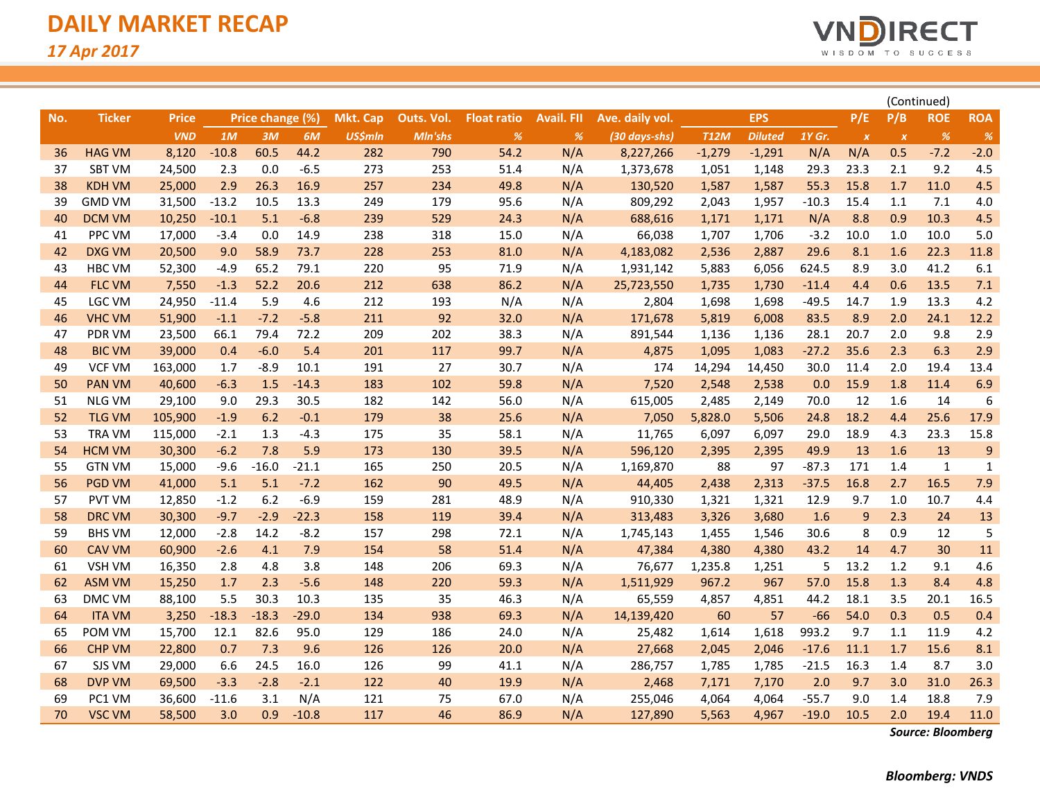# DAILY MARKET RECAP

*17 Apr 2017*

(Continued)

| No. | Ticker | Price | Price change (%) | | | Mkt. Cap | Outs. Vol. | Float ratio | Avail. FII | Ave. daily vol. | EPS | | | P/E | P/B | ROE | ROA |
|---|---|---|---|---|---|---|---|---|---|---|---|---|---|---|---|---|---|
| | | VND | 1M | 3M | 6M | US$mln | Mln'shs | % | % | (30 days-shs) | T12M | Diluted | 1Y Gr. | x | x | % | % |
| 36 | HAG VM | 8,120 | -10.8 | 60.5 | 44.2 | 282 | 790 | 54.2 | N/A | 8,227,266 | -1,279 | -1,291 | N/A | N/A | 0.5 | -7.2 | -2.0 |
| 37 | SBT VM | 24,500 | 2.3 | 0.0 | -6.5 | 273 | 253 | 51.4 | N/A | 1,373,678 | 1,051 | 1,148 | 29.3 | 23.3 | 2.1 | 9.2 | 4.5 |
| 38 | KDH VM | 25,000 | 2.9 | 26.3 | 16.9 | 257 | 234 | 49.8 | N/A | 130,520 | 1,587 | 1,587 | 55.3 | 15.8 | 1.7 | 11.0 | 4.5 |
| 39 | GMD VM | 31,500 | -13.2 | 10.5 | 13.3 | 249 | 179 | 95.6 | N/A | 809,292 | 2,043 | 1,957 | -10.3 | 15.4 | 1.1 | 7.1 | 4.0 |
| 40 | DCM VM | 10,250 | -10.1 | 5.1 | -6.8 | 239 | 529 | 24.3 | N/A | 688,616 | 1,171 | 1,171 | N/A | 8.8 | 0.9 | 10.3 | 4.5 |
| 41 | PPC VM | 17,000 | -3.4 | 0.0 | 14.9 | 238 | 318 | 15.0 | N/A | 66,038 | 1,707 | 1,706 | -3.2 | 10.0 | 1.0 | 10.0 | 5.0 |
| 42 | DXG VM | 20,500 | 9.0 | 58.9 | 73.7 | 228 | 253 | 81.0 | N/A | 4,183,082 | 2,536 | 2,887 | 29.6 | 8.1 | 1.6 | 22.3 | 11.8 |
| 43 | HBC VM | 52,300 | -4.9 | 65.2 | 79.1 | 220 | 95 | 71.9 | N/A | 1,931,142 | 5,883 | 6,056 | 624.5 | 8.9 | 3.0 | 41.2 | 6.1 |
| 44 | FLC VM | 7,550 | -1.3 | 52.2 | 20.6 | 212 | 638 | 86.2 | N/A | 25,723,550 | 1,735 | 1,730 | -11.4 | 4.4 | 0.6 | 13.5 | 7.1 |
| 45 | LGC VM | 24,950 | -11.4 | 5.9 | 4.6 | 212 | 193 | N/A | N/A | 2,804 | 1,698 | 1,698 | -49.5 | 14.7 | 1.9 | 13.3 | 4.2 |
| 46 | VHC VM | 51,900 | -1.1 | -7.2 | -5.8 | 211 | 92 | 32.0 | N/A | 171,678 | 5,819 | 6,008 | 83.5 | 8.9 | 2.0 | 24.1 | 12.2 |
| 47 | PDR VM | 23,500 | 66.1 | 79.4 | 72.2 | 209 | 202 | 38.3 | N/A | 891,544 | 1,136 | 1,136 | 28.1 | 20.7 | 2.0 | 9.8 | 2.9 |
| 48 | BIC VM | 39,000 | 0.4 | -6.0 | 5.4 | 201 | 117 | 99.7 | N/A | 4,875 | 1,095 | 1,083 | -27.2 | 35.6 | 2.3 | 6.3 | 2.9 |
| 49 | VCF VM | 163,000 | 1.7 | -8.9 | 10.1 | 191 | 27 | 30.7 | N/A | 174 | 14,294 | 14,450 | 30.0 | 11.4 | 2.0 | 19.4 | 13.4 |
| 50 | PAN VM | 40,600 | -6.3 | 1.5 | -14.3 | 183 | 102 | 59.8 | N/A | 7,520 | 2,548 | 2,538 | 0.0 | 15.9 | 1.8 | 11.4 | 6.9 |
| 51 | NLG VM | 29,100 | 9.0 | 29.3 | 30.5 | 182 | 142 | 56.0 | N/A | 615,005 | 2,485 | 2,149 | 70.0 | 12 | 1.6 | 14 | 6 |
| 52 | TLG VM | 105,900 | -1.9 | 6.2 | -0.1 | 179 | 38 | 25.6 | N/A | 7,050 | 5,828.0 | 5,506 | 24.8 | 18.2 | 4.4 | 25.6 | 17.9 |
| 53 | TRA VM | 115,000 | -2.1 | 1.3 | -4.3 | 175 | 35 | 58.1 | N/A | 11,765 | 6,097 | 6,097 | 29.0 | 18.9 | 4.3 | 23.3 | 15.8 |
| 54 | HCM VM | 30,300 | -6.2 | 7.8 | 5.9 | 173 | 130 | 39.5 | N/A | 596,120 | 2,395 | 2,395 | 49.9 | 13 | 1.6 | 13 | 9 |
| 55 | GTN VM | 15,000 | -9.6 | -16.0 | -21.1 | 165 | 250 | 20.5 | N/A | 1,169,870 | 88 | 97 | -87.3 | 171 | 1.4 | 1 | 1 |
| 56 | PGD VM | 41,000 | 5.1 | 5.1 | -7.2 | 162 | 90 | 49.5 | N/A | 44,405 | 2,438 | 2,313 | -37.5 | 16.8 | 2.7 | 16.5 | 7.9 |
| 57 | PVT VM | 12,850 | -1.2 | 6.2 | -6.9 | 159 | 281 | 48.9 | N/A | 910,330 | 1,321 | 1,321 | 12.9 | 9.7 | 1.0 | 10.7 | 4.4 |
| 58 | DRC VM | 30,300 | -9.7 | -2.9 | -22.3 | 158 | 119 | 39.4 | N/A | 313,483 | 3,326 | 3,680 | 1.6 | 9 | 2.3 | 24 | 13 |
| 59 | BHS VM | 12,000 | -2.8 | 14.2 | -8.2 | 157 | 298 | 72.1 | N/A | 1,745,143 | 1,455 | 1,546 | 30.6 | 8 | 0.9 | 12 | 5 |
| 60 | CAV VM | 60,900 | -2.6 | 4.1 | 7.9 | 154 | 58 | 51.4 | N/A | 47,384 | 4,380 | 4,380 | 43.2 | 14 | 4.7 | 30 | 11 |
| 61 | VSH VM | 16,350 | 2.8 | 4.8 | 3.8 | 148 | 206 | 69.3 | N/A | 76,677 | 1,235.8 | 1,251 | 5 | 13.2 | 1.2 | 9.1 | 4.6 |
| 62 | ASM VM | 15,250 | 1.7 | 2.3 | -5.6 | 148 | 220 | 59.3 | N/A | 1,511,929 | 967.2 | 967 | 57.0 | 15.8 | 1.3 | 8.4 | 4.8 |
| 63 | DMC VM | 88,100 | 5.5 | 30.3 | 10.3 | 135 | 35 | 46.3 | N/A | 65,559 | 4,857 | 4,851 | 44.2 | 18.1 | 3.5 | 20.1 | 16.5 |
| 64 | ITA VM | 3,250 | -18.3 | -18.3 | -29.0 | 134 | 938 | 69.3 | N/A | 14,139,420 | 60 | 57 | -66 | 54.0 | 0.3 | 0.5 | 0.4 |
| 65 | POM VM | 15,700 | 12.1 | 82.6 | 95.0 | 129 | 186 | 24.0 | N/A | 25,482 | 1,614 | 1,618 | 993.2 | 9.7 | 1.1 | 11.9 | 4.2 |
| 66 | CHP VM | 22,800 | 0.7 | 7.3 | 9.6 | 126 | 126 | 20.0 | N/A | 27,668 | 2,045 | 2,046 | -17.6 | 11.1 | 1.7 | 15.6 | 8.1 |
| 67 | SJS VM | 29,000 | 6.6 | 24.5 | 16.0 | 126 | 99 | 41.1 | N/A | 286,757 | 1,785 | 1,785 | -21.5 | 16.3 | 1.4 | 8.7 | 3.0 |
| 68 | DVP VM | 69,500 | -3.3 | -2.8 | -2.1 | 122 | 40 | 19.9 | N/A | 2,468 | 7,171 | 7,170 | 2.0 | 9.7 | 3.0 | 31.0 | 26.3 |
| 69 | PC1 VM | 36,600 | -11.6 | 3.1 | N/A | 121 | 75 | 67.0 | N/A | 255,046 | 4,064 | 4,064 | -55.7 | 9.0 | 1.4 | 18.8 | 7.9 |
| 70 | VSC VM | 58,500 | 3.0 | 0.9 | -10.8 | 117 | 46 | 86.9 | N/A | 127,890 | 5,563 | 4,967 | -19.0 | 10.5 | 2.0 | 19.4 | 11.0 |

***Source: Bloomberg***

***Bloomberg: VNDS***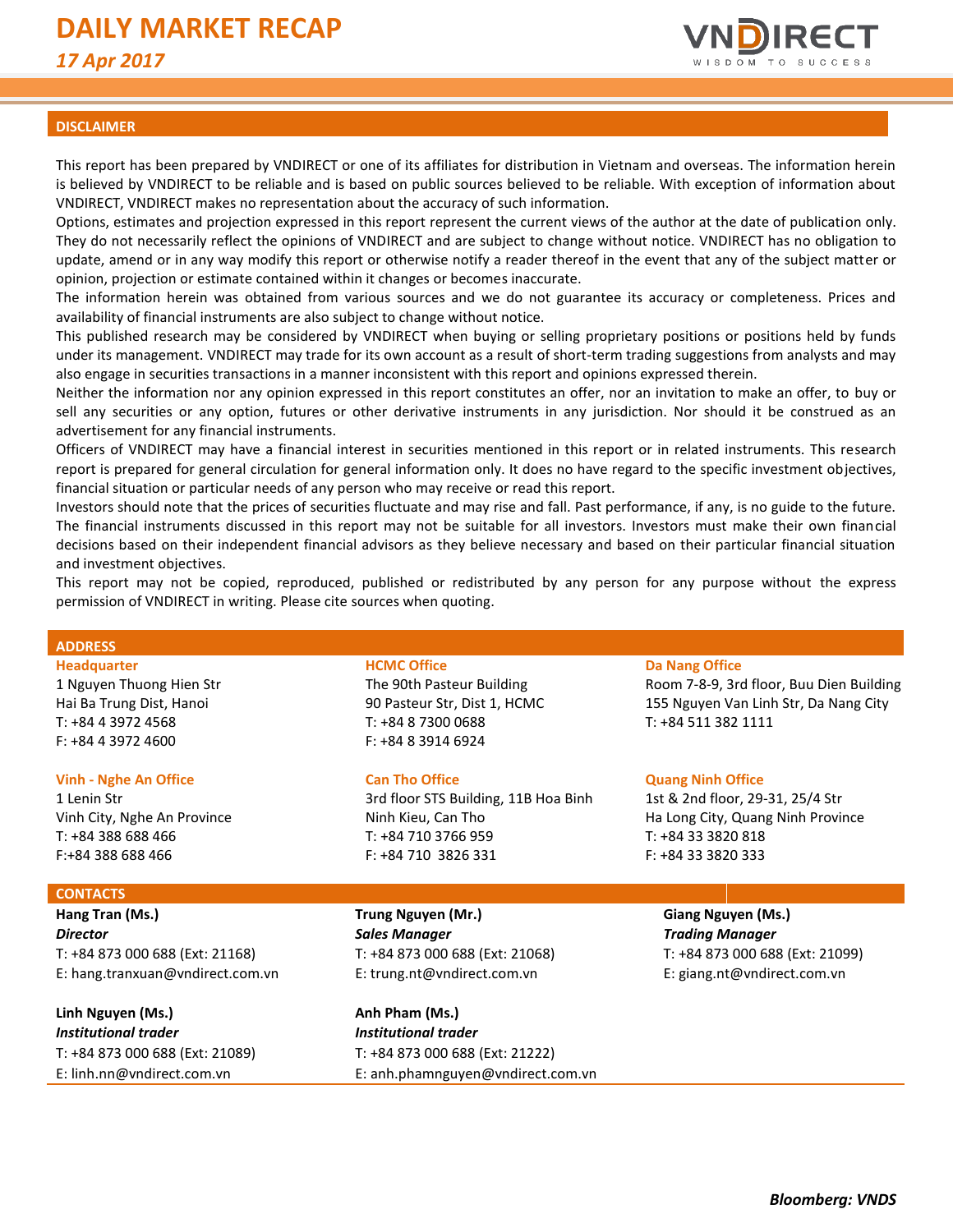# DAILY MARKET RECAP

*17 Apr 2017*

## DISCLAIMER

This report has been prepared by VNDIRECT or one of its affiliates for distribution in Vietnam and overseas. The information herein is believed by VNDIRECT to be reliable and is based on public sources believed to be reliable. With exception of information about VNDIRECT, VNDIRECT makes no representation about the accuracy of such information.

Options, estimates and projection expressed in this report represent the current views of the author at the date of publication only. They do not necessarily reflect the opinions of VNDIRECT and are subject to change without notice. VNDIRECT has no obligation to update, amend or in any way modify this report or otherwise notify a reader thereof in the event that any of the subject matter or opinion, projection or estimate contained within it changes or becomes inaccurate.

The information herein was obtained from various sources and we do not guarantee its accuracy or completeness. Prices and availability of financial instruments are also subject to change without notice.

This published research may be considered by VNDIRECT when buying or selling proprietary positions or positions held by funds under its management. VNDIRECT may trade for its own account as a result of short-term trading suggestions from analysts and may also engage in securities transactions in a manner inconsistent with this report and opinions expressed therein.

Neither the information nor any opinion expressed in this report constitutes an offer, nor an invitation to make an offer, to buy or sell any securities or any option, futures or other derivative instruments in any jurisdiction. Nor should it be construed as an advertisement for any financial instruments.

Officers of VNDIRECT may have a financial interest in securities mentioned in this report or in related instruments. This research report is prepared for general circulation for general information only. It does no have regard to the specific investment objectives, financial situation or particular needs of any person who may receive or read this report.

Investors should note that the prices of securities fluctuate and may rise and fall. Past performance, if any, is no guide to the future. The financial instruments discussed in this report may not be suitable for all investors. Investors must make their own financial decisions based on their independent financial advisors as they believe necessary and based on their particular financial situation and investment objectives.

This report may not be copied, reproduced, published or redistributed by any person for any purpose without the express permission of VNDIRECT in writing. Please cite sources when quoting.

## ADDRESS

**Headquarter**
1 Nguyen Thuong Hien Str
Hai Ba Trung Dist, Hanoi
T: +84 4 3972 4568
F: +84 4 3972 4600

**HCMC Office**
The 90th Pasteur Building
90 Pasteur Str, Dist 1, HCMC
T: +84 8 7300 0688
F: +84 8 3914 6924

**Da Nang Office**
Room 7-8-9, 3rd floor, Buu Dien Building
155 Nguyen Van Linh Str, Da Nang City
T: +84 511 382 1111

**Vinh - Nghe An Office**
1 Lenin Str
Vinh City, Nghe An Province
T: +84 388 688 466
F:+84 388 688 466

**Can Tho Office**
3rd floor STS Building, 11B Hoa Binh
Ninh Kieu, Can Tho
T: +84 710 3766 959
F: +84 710 3826 331

**Quang Ninh Office**
1st & 2nd floor, 29-31, 25/4 Str
Ha Long City, Quang Ninh Province
T: +84 33 3820 818
F: +84 33 3820 333

## CONTACTS

**Hang Tran (Ms.)**
*Director*
T: +84 873 000 688 (Ext: 21168)
E: hang.tranxuan@vndirect.com.vn

**Trung Nguyen (Mr.)**
*Sales Manager*
T: +84 873 000 688 (Ext: 21068)
E: trung.nt@vndirect.com.vn

**Giang Nguyen (Ms.)**
*Trading Manager*
T: +84 873 000 688 (Ext: 21099)
E: giang.nt@vndirect.com.vn

**Linh Nguyen (Ms.)**
*Institutional trader*
T: +84 873 000 688 (Ext: 21089)
E: linh.nn@vndirect.com.vn

**Anh Pham (Ms.)**
*Institutional trader*
T: +84 873 000 688 (Ext: 21222)
E: anh.phamnguyen@vndirect.com.vn

***Bloomberg: VNDS***